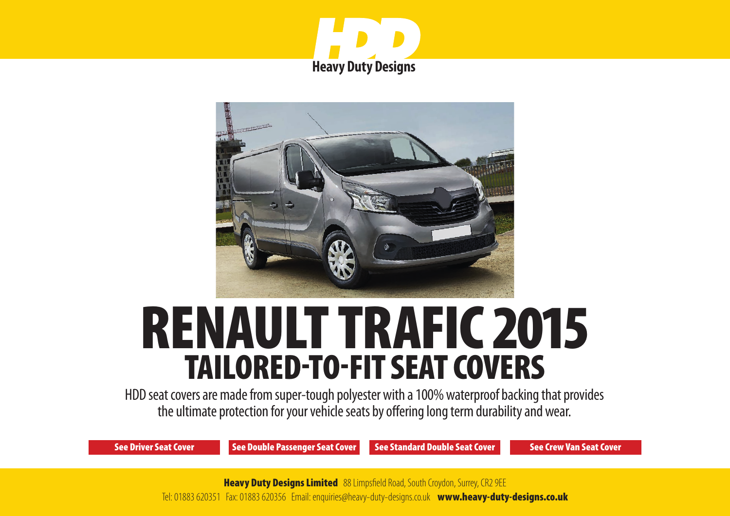HDD

Heavy Duty Designs

# RENAULT TRAFIC 2015

## TAILORED-TO-FIT SEAT COVERS

HDD seat covers are made from super-tough polyester with a 100% waterproof backing that provides the ultimate protection for your vehicle seats by offering long term durability and wear.

**See Driver Seat Cover** **See Double Passenger Seat Cover** **See Standard Double Seat Cover** **See Crew Van Seat Cover**

**Heavy Duty Designs Limited** 88 Limpsfield Road, South Croydon, Surrey, CR2 9EE

Tel: 01883 620351 Fax: 01883 620356 Email: enquiries@heavy-duty-designs.co.uk **www.heavy-duty-designs.co.uk**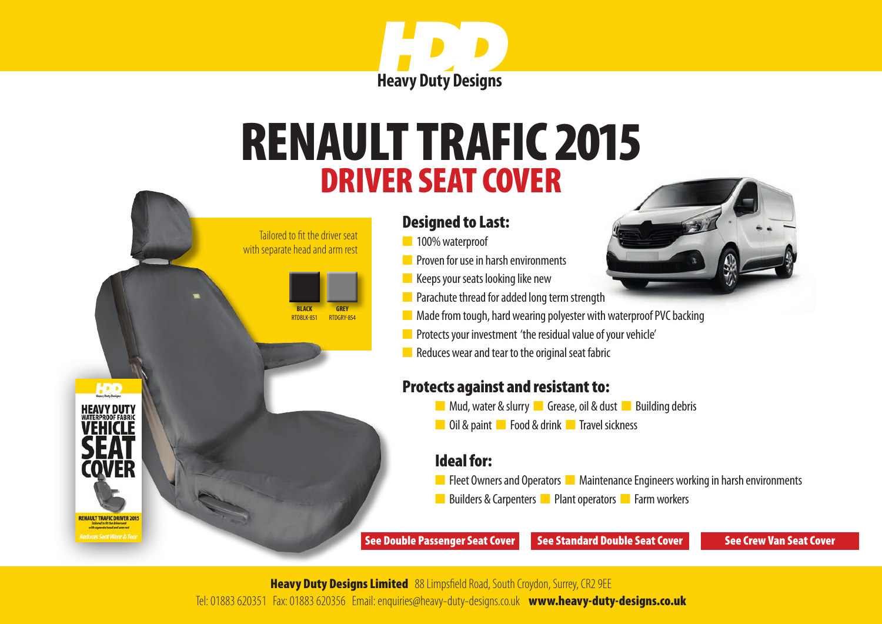# RENAULT TRAFIC 2015
## DRIVER SEAT COVER

Tailored to fit the driver seat with separate head and arm rest

| BLACK | GREY |
|---|---|
| RTDBLK-851 | RTDGRY-854 |

### Designed to Last:

- 100% waterproof
- Proven for use in harsh environments
- Keeps your seats looking like new
- Parachute thread for added long term strength
- Made from tough, hard wearing polyester with waterproof PVC backing
- Protects your investment 'the residual value of your vehicle'
- Reduces wear and tear to the original seat fabric

### Protects against and resistant to:

- Mud, water & slurry
- Grease, oil & dust
- Building debris
- Oil & paint
- Food & drink
- Travel sickness

### Ideal for:

- Fleet Owners and Operators
- Maintenance Engineers working in harsh environments
- Builders & Carpenters
- Plant operators
- Farm workers

**See Double Passenger Seat Cover** | **See Standard Double Seat Cover** | **See Crew Van Seat Cover**

**Heavy Duty Designs Limited** 88 Limpsfield Road, South Croydon, Surrey, CR2 9EE
Tel: 01883 620351 Fax: 01883 620356 Email: enquiries@heavy-duty-designs.co.uk **www.heavy-duty-designs.co.uk**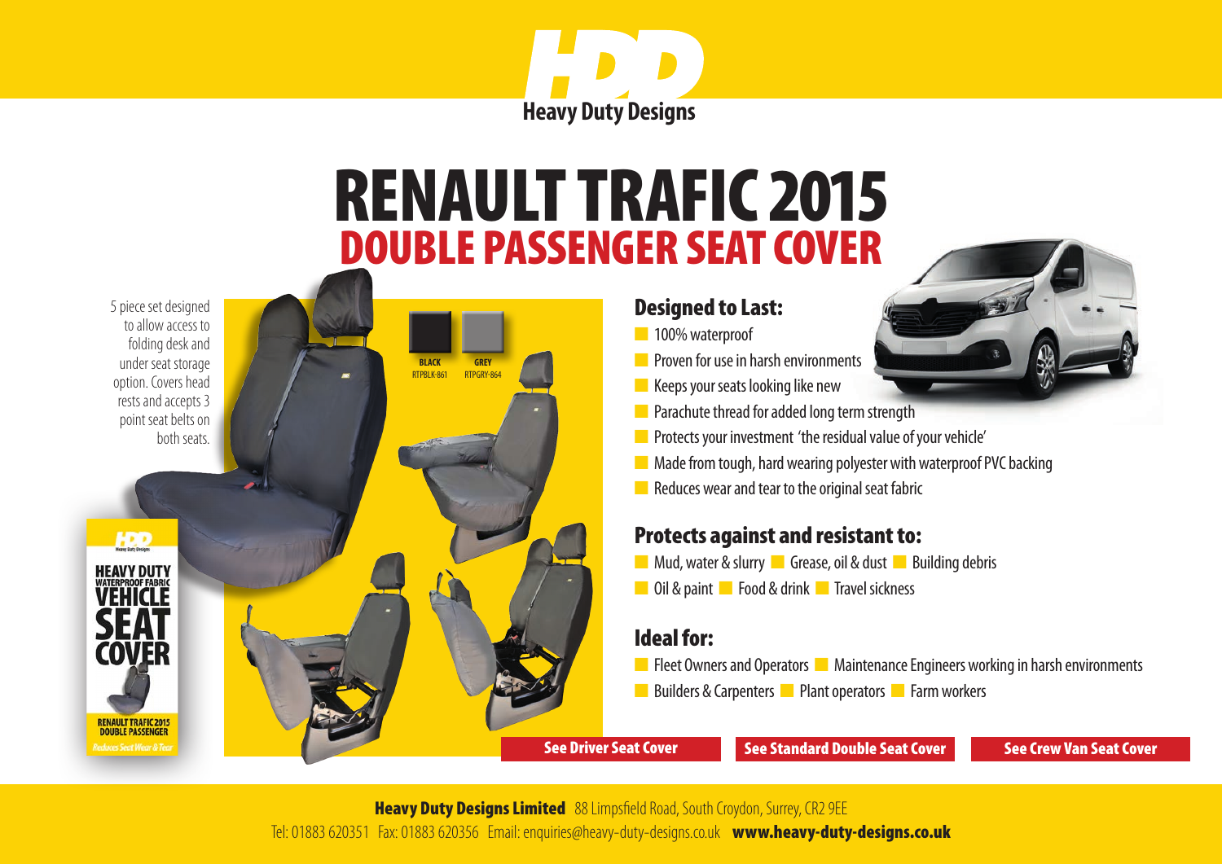# RENAULT TRAFIC 2015
## DOUBLE PASSENGER SEAT COVER

5 piece set designed to allow access to folding desk and under seat storage option. Covers head rests and accepts 3 point seat belts on both seats.

BLACK RTPBLK-861

GREY RTPGRY-864

### Designed to Last:

- 100% waterproof
- Proven for use in harsh environments
- Keeps your seats looking like new
- Parachute thread for added long term strength
- Protects your investment 'the residual value of your vehicle'
- Made from tough, hard wearing polyester with waterproof PVC backing
- Reduces wear and tear to the original seat fabric

### Protects against and resistant to:

- Mud, water & slurry
- Grease, oil & dust
- Building debris
- Oil & paint
- Food & drink
- Travel sickness

### Ideal for:

- Fleet Owners and Operators
- Maintenance Engineers working in harsh environments
- Builders & Carpenters
- Plant operators
- Farm workers

See Driver Seat Cover | See Standard Double Seat Cover | See Crew Van Seat Cover

**Heavy Duty Designs Limited** 88 Limpsfield Road, South Croydon, Surrey, CR2 9EE
Tel: 01883 620351 Fax: 01883 620356 Email: enquiries@heavy-duty-designs.co.uk **www.heavy-duty-designs.co.uk**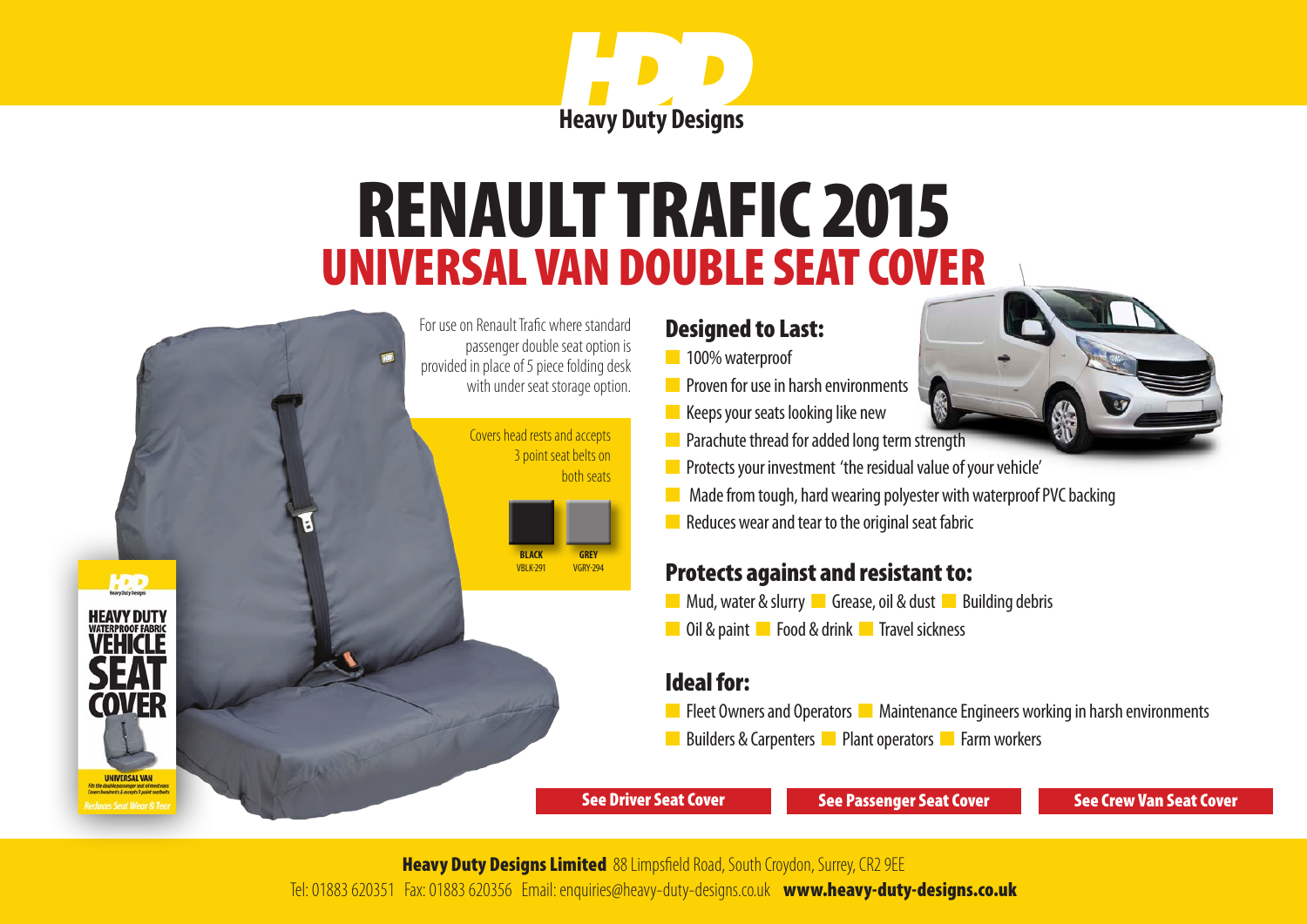# RENAULT TRAFIC 2015

## UNIVERSAL VAN DOUBLE SEAT COVER

For use on Renault Trafic where standard passenger double seat option is provided in place of 5 piece folding desk with under seat storage option.

Covers head rests and accepts 3 point seat belts on both seats

| BLACK | GREY |
|---|---|
| VBLK-291 | VGRY-294 |

HEAVY DUTY WATERPROOF FABRIC VEHICLE SEAT COVER

UNIVERSAL VAN

Reduces Seat Wear & Tear

### Designed to Last:

- 100% waterproof
- Proven for use in harsh environments
- Keeps your seats looking like new
- Parachute thread for added long term strength
- Protects your investment 'the residual value of your vehicle'
- Made from tough, hard wearing polyester with waterproof PVC backing
- Reduces wear and tear to the original seat fabric

### Protects against and resistant to:

- Mud, water & slurry
- Grease, oil & dust
- Building debris
- Oil & paint
- Food & drink
- Travel sickness

### Ideal for:

- Fleet Owners and Operators
- Maintenance Engineers working in harsh environments
- Builders & Carpenters
- Plant operators
- Farm workers

See Driver Seat Cover | See Passenger Seat Cover | See Crew Van Seat Cover

**Heavy Duty Designs Limited** 88 Limpsfield Road, South Croydon, Surrey, CR2 9EE

Tel: 01883 620351 Fax: 01883 620356 Email: enquiries@heavy-duty-designs.co.uk **www.heavy-duty-designs.co.uk**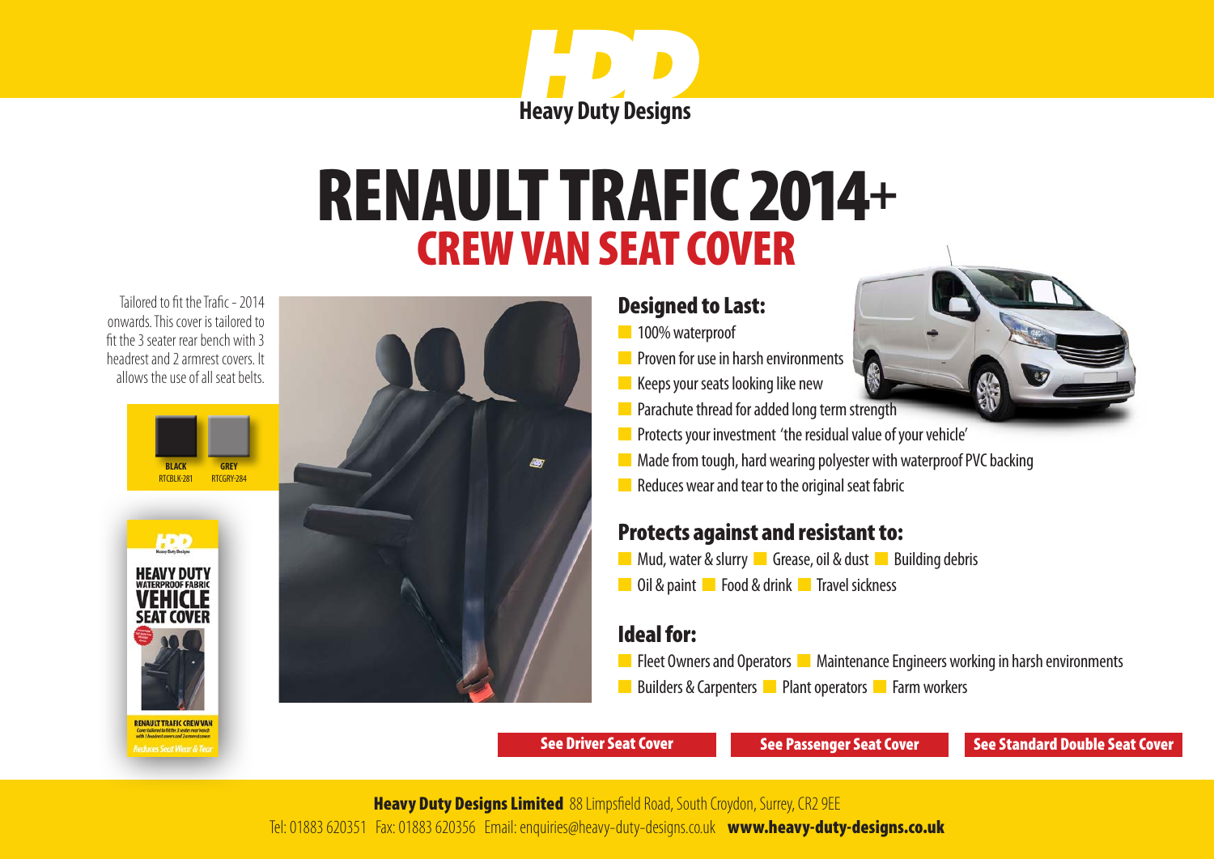Heavy Duty Designs

# RENAULT TRAFIC 2014+

## CREW VAN SEAT COVER

Tailored to fit the Trafic - 2014 onwards. This cover is tailored to fit the 3 seater rear bench with 3 headrest and 2 armrest covers. It allows the use of all seat belts.

**BLACK** RTCBLK-281

**GREY** RTCGRY-284

### Designed to Last:

- 100% waterproof
- Proven for use in harsh environments
- Keeps your seats looking like new
- Parachute thread for added long term strength
- Protects your investment 'the residual value of your vehicle'
- Made from tough, hard wearing polyester with waterproof PVC backing
- Reduces wear and tear to the original seat fabric

### Protects against and resistant to:

- Mud, water & slurry
- Grease, oil & dust
- Building debris
- Oil & paint
- Food & drink
- Travel sickness

### Ideal for:

- Fleet Owners and Operators
- Maintenance Engineers working in harsh environments
- Builders & Carpenters
- Plant operators
- Farm workers

See Driver Seat Cover | See Passenger Seat Cover | See Standard Double Seat Cover

**Heavy Duty Designs Limited** 88 Limpsfield Road, South Croydon, Surrey, CR2 9EE

Tel: 01883 620351 Fax: 01883 620356 Email: enquiries@heavy-duty-designs.co.uk **www.heavy-duty-designs.co.uk**